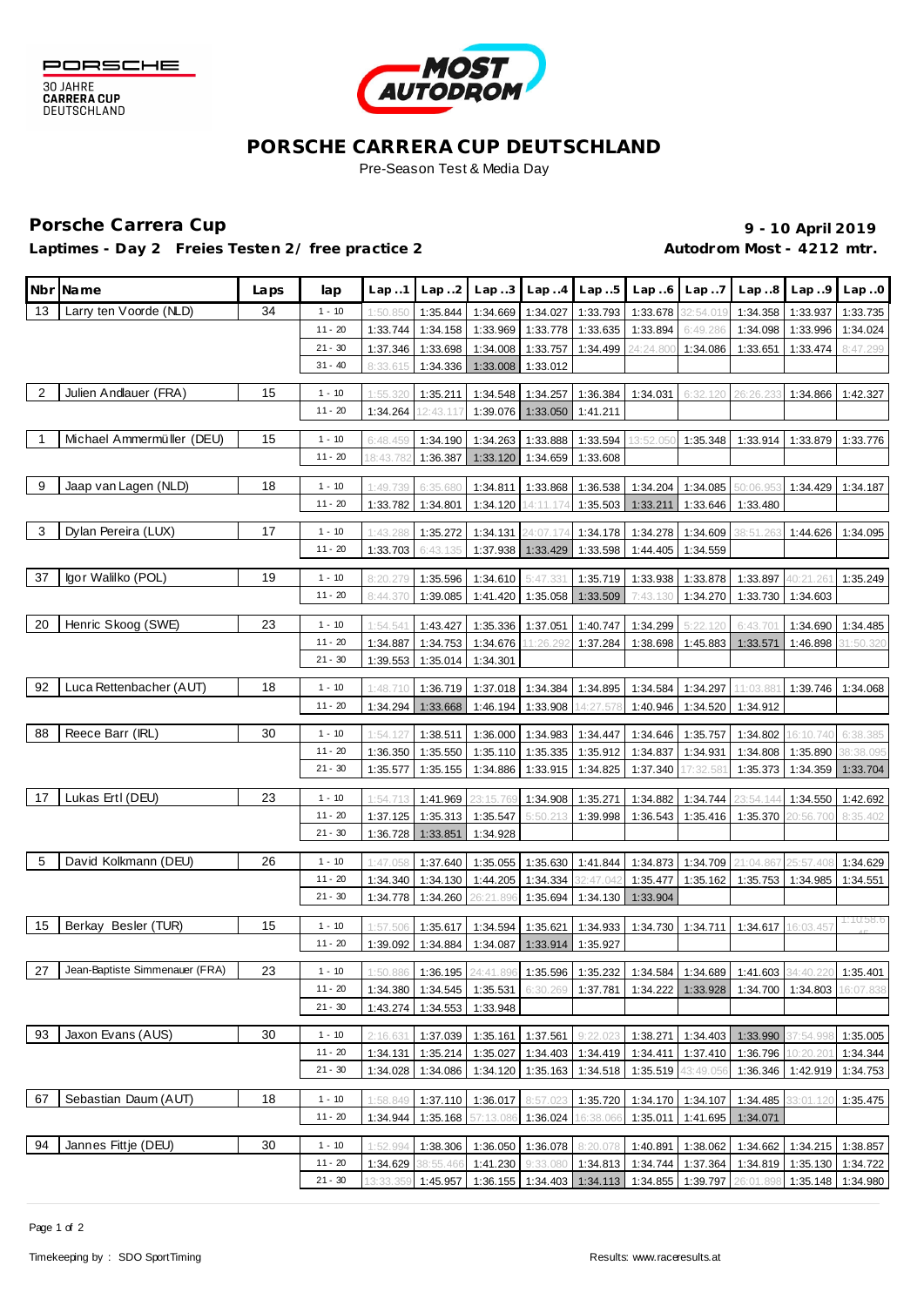PORSCHE
30 JAHRE
CARRERA CUP
DEUTSCHLAND

MOST AUTODROM

# PORSCHE CARRERA CUP DEUTSCHLAND

Pre-Season Test & Media Day

## Porsche Carrera Cup

**9 - 10 April 2019**

**Laptimes - Day 2 Freies Testen 2/ free practice 2**

**Autodrom Most - 4212 mtr.**

| Nbr | Name | Laps | lap | Lap..1 | Lap..2 | Lap..3 | Lap..4 | Lap..5 | Lap..6 | Lap..7 | Lap..8 | Lap..9 | Lap..0 |
|---|---|---|---|---|---|---|---|---|---|---|---|---|---|
| 13 | Larry ten Voorde (NLD) | 34 | 1 - 10 | 1:50.850 | 1:35.844 | 1:34.669 | 1:34.027 | 1:33.793 | 1:33.678 | 32:54.019 | 1:34.358 | 1:33.937 | 1:33.735 |
| | | | 11 - 20 | 1:33.744 | 1:34.158 | 1:33.969 | 1:33.778 | 1:33.635 | 1:33.894 | 6:49.286 | 1:34.098 | 1:33.996 | 1:34.024 |
| | | | 21 - 30 | 1:37.346 | 1:33.698 | 1:34.008 | 1:33.757 | 1:34.499 | 24:24.800 | 1:34.086 | 1:33.651 | 1:33.474 | 8:47.299 |
| | | | 31 - 40 | 8:33.615 | 1:34.336 | 1:33.008 | 1:33.012 | | | | | | |
| 2 | Julien Andlauer (FRA) | 15 | 1 - 10 | 1:55.320 | 1:35.211 | 1:34.548 | 1:34.257 | 1:36.384 | 1:34.031 | 6:32.120 | 26:26.233 | 1:34.866 | 1:42.327 |
| | | | 11 - 20 | 1:34.264 | 12:43.117 | 1:39.076 | 1:33.050 | 1:41.211 | | | | | |
| 1 | Michael Ammermüller (DEU) | 15 | 1 - 10 | 6:48.459 | 1:34.190 | 1:34.263 | 1:33.888 | 1:33.594 | 13:52.050 | 1:35.348 | 1:33.914 | 1:33.879 | 1:33.776 |
| | | | 11 - 20 | 18:43.782 | 1:36.387 | 1:33.120 | 1:34.659 | 1:33.608 | | | | | |
| 9 | Jaap van Lagen (NLD) | 18 | 1 - 10 | 1:49.739 | 6:35.680 | 1:34.811 | 1:33.868 | 1:36.538 | 1:34.204 | 1:34.085 | 50:06.953 | 1:34.429 | 1:34.187 |
| | | | 11 - 20 | 1:33.782 | 1:34.801 | 1:34.120 | 14:11.174 | 1:35.503 | 1:33.211 | 1:33.646 | 1:33.480 | | |
| 3 | Dylan Pereira (LUX) | 17 | 1 - 10 | 1:43.288 | 1:35.272 | 1:34.131 | 24:07.174 | 1:34.178 | 1:34.278 | 1:34.609 | 38:51.263 | 1:44.626 | 1:34.095 |
| | | | 11 - 20 | 1:33.703 | 6:43.135 | 1:37.938 | 1:33.429 | 1:33.598 | 1:44.405 | 1:34.559 | | | |
| 37 | Igor Walilko (POL) | 19 | 1 - 10 | 8:20.279 | 1:35.596 | 1:34.610 | 5:47.331 | 1:35.719 | 1:33.938 | 1:33.878 | 1:33.897 | 40:21.261 | 1:35.249 |
| | | | 11 - 20 | 8:44.370 | 1:39.085 | 1:41.420 | 1:35.058 | 1:33.509 | 7:43.130 | 1:34.270 | 1:33.730 | 1:34.603 | |
| 20 | Henric Skoog (SWE) | 23 | 1 - 10 | 1:54.541 | 1:43.427 | 1:35.336 | 1:37.051 | 1:40.747 | 1:34.299 | 5:22.120 | 6:43.701 | 1:34.690 | 1:34.485 |
| | | | 11 - 20 | 1:34.887 | 1:34.753 | 1:34.676 | 11:26.292 | 1:37.284 | 1:38.698 | 1:45.883 | 1:33.571 | 1:46.898 | 31:50.320 |
| | | | 21 - 30 | 1:39.553 | 1:35.014 | 1:34.301 | | | | | | | |
| 92 | Luca Rettenbacher (AUT) | 18 | 1 - 10 | 1:48.710 | 1:36.719 | 1:37.018 | 1:34.384 | 1:34.895 | 1:34.584 | 1:34.297 | 11:03.881 | 1:39.746 | 1:34.068 |
| | | | 11 - 20 | 1:34.294 | 1:33.668 | 1:46.194 | 1:33.908 | 14:27.578 | 1:40.946 | 1:34.520 | 1:34.912 | | |
| 88 | Reece Barr (IRL) | 30 | 1 - 10 | 1:54.127 | 1:38.511 | 1:36.000 | 1:34.983 | 1:34.447 | 1:34.646 | 1:35.757 | 1:34.802 | 16:10.740 | 6:38.385 |
| | | | 11 - 20 | 1:36.350 | 1:35.550 | 1:35.110 | 1:35.335 | 1:35.912 | 1:34.837 | 1:34.931 | 1:34.808 | 1:35.890 | 38:38.095 |
| | | | 21 - 30 | 1:35.577 | 1:35.155 | 1:34.886 | 1:33.915 | 1:34.825 | 1:37.340 | 17:32.581 | 1:35.373 | 1:34.359 | 1:33.704 |
| 17 | Lukas Ertl (DEU) | 23 | 1 - 10 | 1:54.713 | 1:41.969 | 23:15.769 | 1:34.908 | 1:35.271 | 1:34.882 | 1:34.744 | 23:54.144 | 1:34.550 | 1:42.692 |
| | | | 11 - 20 | 1:37.125 | 1:35.313 | 1:35.547 | 5:50.213 | 1:39.998 | 1:36.543 | 1:35.416 | 1:35.370 | 20:56.700 | 8:35.402 |
| | | | 21 - 30 | 1:36.728 | 1:33.851 | 1:34.928 | | | | | | | |
| 5 | David Kolkmann (DEU) | 26 | 1 - 10 | 1:47.058 | 1:37.640 | 1:35.055 | 1:35.630 | 1:41.844 | 1:34.873 | 1:34.709 | 21:04.867 | 25:57.408 | 1:34.629 |
| | | | 11 - 20 | 1:34.340 | 1:34.130 | 1:44.205 | 1:34.334 | 32:47.042 | 1:35.477 | 1:35.162 | 1:35.753 | 1:34.985 | 1:34.551 |
| | | | 21 - 30 | 1:34.778 | 1:34.260 | 26:21.896 | 1:35.694 | 1:34.130 | 1:33.904 | | | | |
| 15 | Berkay Besler (TUR) | 15 | 1 - 10 | 1:57.506 | 1:35.617 | 1:34.594 | 1:35.621 | 1:34.933 | 1:34.730 | 1:34.711 | 1:34.617 | 16:03.457 | 1:10:58.646 |
| | | | 11 - 20 | 1:39.092 | 1:34.884 | 1:34.087 | 1:33.914 | 1:35.927 | | | | | |
| 27 | Jean-Baptiste Simmenauer (FRA) | 23 | 1 - 10 | 1:50.886 | 1:36.195 | 24:41.896 | 1:35.596 | 1:35.232 | 1:34.584 | 1:34.689 | 1:41.603 | 34:40.220 | 1:35.401 |
| | | | 11 - 20 | 1:34.380 | 1:34.545 | 1:35.531 | 6:30.269 | 1:37.781 | 1:34.222 | 1:33.928 | 1:34.700 | 1:34.803 | 16:07.838 |
| | | | 21 - 30 | 1:43.274 | 1:34.553 | 1:33.948 | | | | | | | |
| 93 | Jaxon Evans (AUS) | 30 | 1 - 10 | 2:16.631 | 1:37.039 | 1:35.161 | 1:37.561 | 9:22.023 | 1:38.271 | 1:34.403 | 1:33.990 | 37:54.998 | 1:35.005 |
| | | | 11 - 20 | 1:34.131 | 1:35.214 | 1:35.027 | 1:34.403 | 1:34.419 | 1:34.411 | 1:37.410 | 1:36.796 | 10:20.201 | 1:34.344 |
| | | | 21 - 30 | 1:34.028 | 1:34.086 | 1:34.120 | 1:35.163 | 1:34.518 | 1:35.519 | 43:49.056 | 1:36.346 | 1:42.919 | 1:34.753 |
| 67 | Sebastian Daum (AUT) | 18 | 1 - 10 | 1:58.849 | 1:37.110 | 1:36.017 | 8:57.023 | 1:35.720 | 1:34.170 | 1:34.107 | 1:34.485 | 33:01.120 | 1:35.475 |
| | | | 11 - 20 | 1:34.944 | 1:35.168 | 57:13.086 | 1:36.024 | 16:38.066 | 1:35.011 | 1:41.695 | 1:34.071 | | |
| 94 | Jannes Fittje (DEU) | 30 | 1 - 10 | 1:52.994 | 1:38.306 | 1:36.050 | 1:36.078 | 8:20.078 | 1:40.891 | 1:38.062 | 1:34.662 | 1:34.215 | 1:38.857 |
| | | | 11 - 20 | 1:34.629 | 38:55.466 | 1:41.230 | 9:33.080 | 1:34.813 | 1:34.744 | 1:37.364 | 1:34.819 | 1:35.130 | 1:34.722 |
| | | | 21 - 30 | 13:33.359 | 1:45.957 | 1:36.155 | 1:34.403 | 1:34.113 | 1:34.855 | 1:39.797 | 26:01.898 | 1:35.148 | 1:34.980 |

Timekeeping by : SDO SportTiming

Results: www.raceresults.at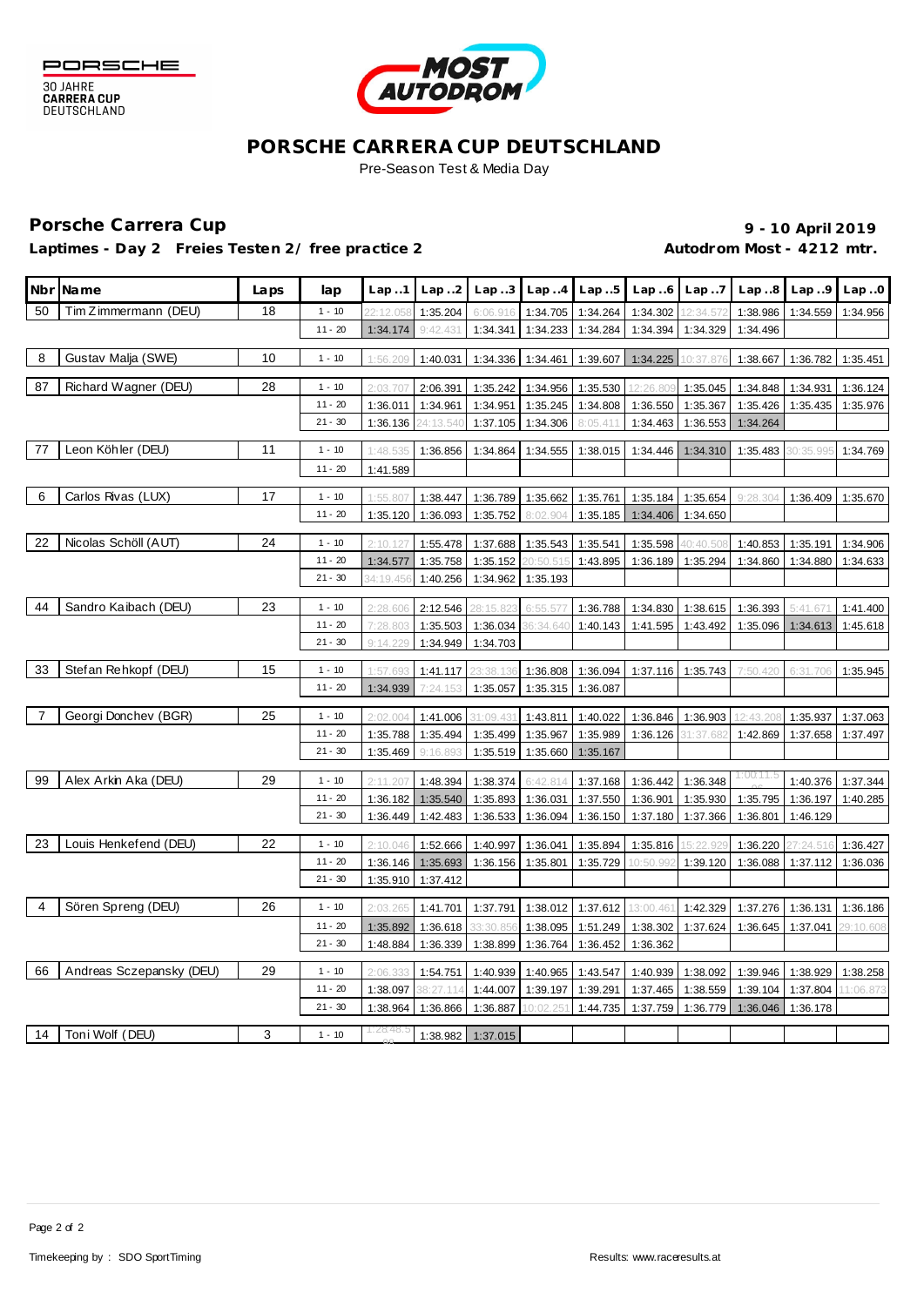PORSCHE
30 JAHRE
CARRERA CUP
DEUTSCHLAND

MOST AUTODROM

# PORSCHE CARRERA CUP DEUTSCHLAND

Pre-Season Test & Media Day

## Porsche Carrera Cup

**9 - 10 April 2019**

**Laptimes - Day 2 Freies Testen 2/ free practice 2**

**Autodrom Most - 4212 mtr.**

| Nbr | Name | Laps | lap | Lap..1 | Lap..2 | Lap..3 | Lap..4 | Lap..5 | Lap..6 | Lap..7 | Lap..8 | Lap..9 | Lap..0 |
|---|---|---|---|---|---|---|---|---|---|---|---|---|---|
| 50 | Tim Zimmermann (DEU) | 18 | 1 - 10 | 22:12.058 | 1:35.204 | 6:06.916 | 1:34.705 | 1:34.264 | 1:34.302 | 12:34.572 | 1:38.986 | 1:34.559 | 1:34.956 |
| | | | 11 - 20 | 1:34.174 | 9:42.431 | 1:34.341 | 1:34.233 | 1:34.284 | 1:34.394 | 1:34.329 | 1:34.496 | | |
| 8 | Gustav Malja (SWE) | 10 | 1 - 10 | 1:56.209 | 1:40.031 | 1:34.336 | 1:34.461 | 1:39.607 | 1:34.225 | 10:37.876 | 1:38.667 | 1:36.782 | 1:35.451 |
| 87 | Richard Wagner (DEU) | 28 | 1 - 10 | 2:03.707 | 2:06.391 | 1:35.242 | 1:34.956 | 1:35.530 | 12:26.809 | 1:35.045 | 1:34.848 | 1:34.931 | 1:36.124 |
| | | | 11 - 20 | 1:36.011 | 1:34.961 | 1:34.951 | 1:35.245 | 1:34.808 | 1:36.550 | 1:35.367 | 1:35.426 | 1:35.435 | 1:35.976 |
| | | | 21 - 30 | 1:36.136 | 24:13.540 | 1:37.105 | 1:34.306 | 8:05.411 | 1:34.463 | 1:36.553 | 1:34.264 | | |
| 77 | Leon Köhler (DEU) | 11 | 1 - 10 | 1:48.535 | 1:36.856 | 1:34.864 | 1:34.555 | 1:38.015 | 1:34.446 | 1:34.310 | 1:35.483 | 30:35.995 | 1:34.769 |
| | | | 11 - 20 | 1:41.589 | | | | | | | | | |
| 6 | Carlos Rivas (LUX) | 17 | 1 - 10 | 1:55.807 | 1:38.447 | 1:36.789 | 1:35.662 | 1:35.761 | 1:35.184 | 1:35.654 | 9:28.304 | 1:36.409 | 1:35.670 |
| | | | 11 - 20 | 1:35.120 | 1:36.093 | 1:35.752 | 8:02.904 | 1:35.185 | 1:34.406 | 1:34.650 | | | |
| 22 | Nicolas Schöll (AUT) | 24 | 1 - 10 | 2:10.127 | 1:55.478 | 1:37.688 | 1:35.543 | 1:35.541 | 1:35.598 | 40:40.508 | 1:40.853 | 1:35.191 | 1:34.906 |
| | | | 11 - 20 | 1:34.577 | 1:35.758 | 1:35.152 | 20:50.515 | 1:43.895 | 1:36.189 | 1:35.294 | 1:34.860 | 1:34.880 | 1:34.633 |
| | | | 21 - 30 | 34:19.456 | 1:40.256 | 1:34.962 | 1:35.193 | | | | | | |
| 44 | Sandro Kaibach (DEU) | 23 | 1 - 10 | 2:28.606 | 2:12.546 | 28:15.823 | 6:55.577 | 1:36.788 | 1:34.830 | 1:38.615 | 1:36.393 | 5:41.671 | 1:41.400 |
| | | | 11 - 20 | 7:28.803 | 1:35.503 | 1:36.034 | 36:34.640 | 1:40.143 | 1:41.595 | 1:43.492 | 1:35.096 | 1:34.613 | 1:45.618 |
| | | | 21 - 30 | 9:14.229 | 1:34.949 | 1:34.703 | | | | | | | |
| 33 | Stefan Rehkopf (DEU) | 15 | 1 - 10 | 1:57.693 | 1:41.117 | 23:38.136 | 1:36.808 | 1:36.094 | 1:37.116 | 1:35.743 | 7:50.420 | 6:31.706 | 1:35.945 |
| | | | 11 - 20 | 1:34.939 | 7:24.153 | 1:35.057 | 1:35.315 | 1:36.087 | | | | | |
| 7 | Georgi Donchev (BGR) | 25 | 1 - 10 | 2:02.004 | 1:41.006 | 31:09.431 | 1:43.811 | 1:40.022 | 1:36.846 | 1:36.903 | 12:43.208 | 1:35.937 | 1:37.063 |
| | | | 11 - 20 | 1:35.788 | 1:35.494 | 1:35.499 | 1:35.967 | 1:35.989 | 1:36.126 | 31:37.682 | 1:42.869 | 1:37.658 | 1:37.497 |
| | | | 21 - 30 | 1:35.469 | 9:16.893 | 1:35.519 | 1:35.660 | 1:35.167 | | | | | |
| 99 | Alex Arkin Aka (DEU) | 29 | 1 - 10 | 2:11.207 | 1:48.394 | 1:38.374 | 6:42.814 | 1:37.168 | 1:36.442 | 1:36.348 | 1:00:11.5 | 1:40.376 | 1:37.344 |
| | | | 11 - 20 | 1:36.182 | 1:35.540 | 1:35.893 | 1:36.031 | 1:37.550 | 1:36.901 | 1:35.930 | 1:35.795 | 1:36.197 | 1:40.285 |
| | | | 21 - 30 | 1:36.449 | 1:42.483 | 1:36.533 | 1:36.094 | 1:36.150 | 1:37.180 | 1:37.366 | 1:36.801 | 1:46.129 | |
| 23 | Louis Henkefend (DEU) | 22 | 1 - 10 | 2:10.046 | 1:52.666 | 1:40.997 | 1:36.041 | 1:35.894 | 1:35.816 | 15:22.929 | 1:36.220 | 27:24.516 | 1:36.427 |
| | | | 11 - 20 | 1:36.146 | 1:35.693 | 1:36.156 | 1:35.801 | 1:35.729 | 10:50.992 | 1:39.120 | 1:36.088 | 1:37.112 | 1:36.036 |
| | | | 21 - 30 | 1:35.910 | 1:37.412 | | | | | | | | |
| 4 | Sören Spreng (DEU) | 26 | 1 - 10 | 2:03.265 | 1:41.701 | 1:37.791 | 1:38.012 | 1:37.612 | 13:00.461 | 1:42.329 | 1:37.276 | 1:36.131 | 1:36.186 |
| | | | 11 - 20 | 1:35.892 | 1:36.618 | 33:30.856 | 1:38.095 | 1:51.249 | 1:38.302 | 1:37.624 | 1:36.645 | 1:37.041 | 29:10.608 |
| | | | 21 - 30 | 1:48.884 | 1:36.339 | 1:38.899 | 1:36.764 | 1:36.452 | 1:36.362 | | | | |
| 66 | Andreas Sczepansky (DEU) | 29 | 1 - 10 | 2:06.333 | 1:54.751 | 1:40.939 | 1:40.965 | 1:43.547 | 1:40.939 | 1:38.092 | 1:39.946 | 1:38.929 | 1:38.258 |
| | | | 11 - 20 | 1:38.097 | 38:27.114 | 1:44.007 | 1:39.197 | 1:39.291 | 1:37.465 | 1:38.559 | 1:39.104 | 1:37.804 | 11:06.873 |
| | | | 21 - 30 | 1:38.964 | 1:36.866 | 1:36.887 | 10:02.251 | 1:44.735 | 1:37.759 | 1:36.779 | 1:36.046 | 1:36.178 | |
| 14 | Toni Wolf (DEU) | 3 | 1 - 10 | 1:28:48.5 | 1:38.982 | 1:37.015 | | | | | | | |

Timekeeping by : SDO SportTiming

Results: www.raceresults.at